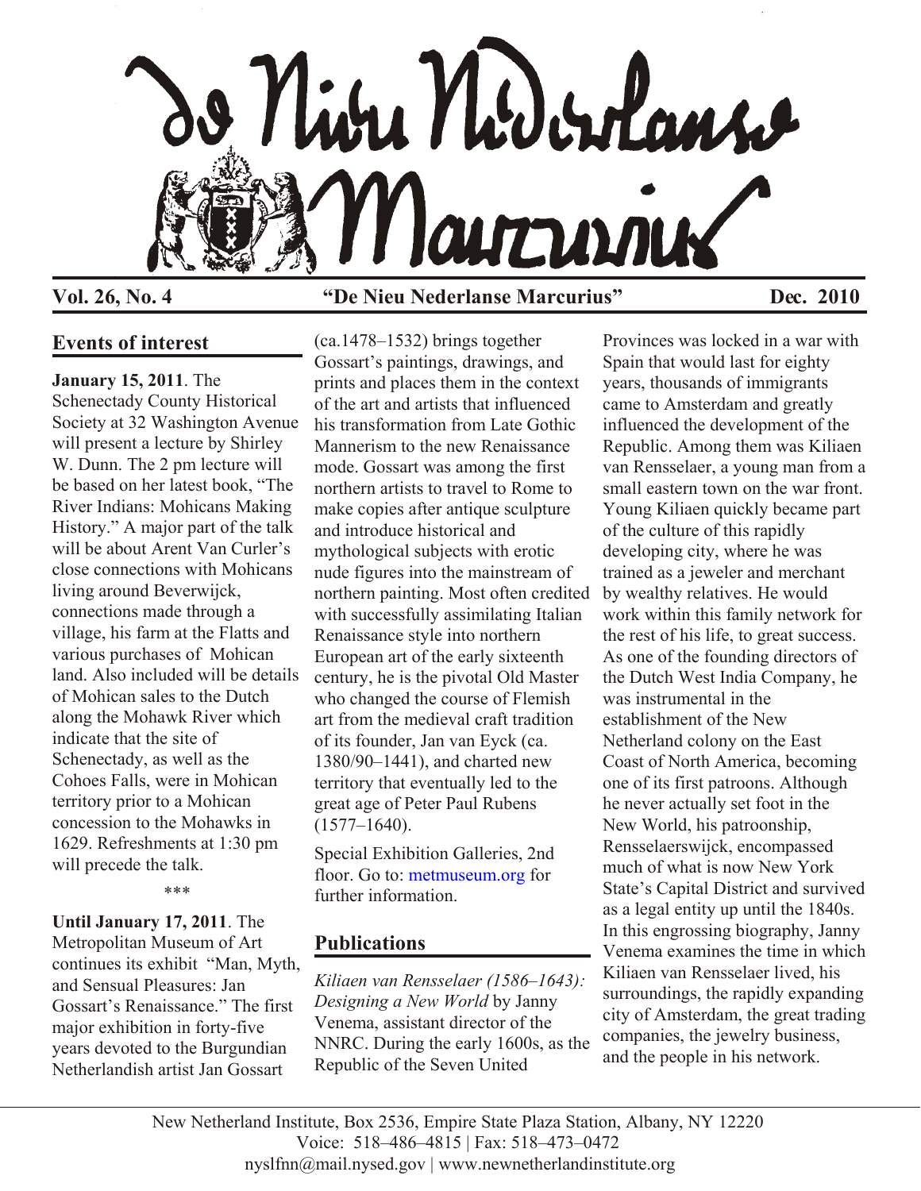# De Nieu Nederlanse Marcurius

**Vol. 26, No. 4** **"De Nieu Nederlanse Marcurius"** **Dec. 2010**

## Events of interest

**January 15, 2011**. The Schenectady County Historical Society at 32 Washington Avenue will present a lecture by Shirley W. Dunn. The 2 pm lecture will be based on her latest book, "The River Indians: Mohicans Making History." A major part of the talk will be about Arent Van Curler's close connections with Mohicans living around Beverwijck, connections made through a village, his farm at the Flatts and various purchases of Mohican land. Also included will be details of Mohican sales to the Dutch along the Mohawk River which indicate that the site of Schenectady, as well as the Cohoes Falls, were in Mohican territory prior to a Mohican concession to the Mohawks in 1629. Refreshments at 1:30 pm will precede the talk.

\*\*\*

**Until January 17, 2011**. The Metropolitan Museum of Art continues its exhibit "Man, Myth, and Sensual Pleasures: Jan Gossart's Renaissance." The first major exhibition in forty-five years devoted to the Burgundian Netherlandish artist Jan Gossart (ca.1478–1532) brings together Gossart's paintings, drawings, and prints and places them in the context of the art and artists that influenced his transformation from Late Gothic Mannerism to the new Renaissance mode. Gossart was among the first northern artists to travel to Rome to make copies after antique sculpture and introduce historical and mythological subjects with erotic nude figures into the mainstream of northern painting. Most often credited with successfully assimilating Italian Renaissance style into northern European art of the early sixteenth century, he is the pivotal Old Master who changed the course of Flemish art from the medieval craft tradition of its founder, Jan van Eyck (ca. 1380/90–1441), and charted new territory that eventually led to the great age of Peter Paul Rubens (1577–1640).

Special Exhibition Galleries, 2nd floor. Go to: metmuseum.org for further information.

## Publications

*Kiliaen van Rensselaer (1586–1643): Designing a New World* by Janny Venema, assistant director of the NNRC. During the early 1600s, as the Republic of the Seven United Provinces was locked in a war with Spain that would last for eighty years, thousands of immigrants came to Amsterdam and greatly influenced the development of the Republic. Among them was Kiliaen van Rensselaer, a young man from a small eastern town on the war front. Young Kiliaen quickly became part of the culture of this rapidly developing city, where he was trained as a jeweler and merchant by wealthy relatives. He would work within this family network for the rest of his life, to great success. As one of the founding directors of the Dutch West India Company, he was instrumental in the establishment of the New Netherland colony on the East Coast of North America, becoming one of its first patroons. Although he never actually set foot in the New World, his patroonship, Rensselaerswijck, encompassed much of what is now New York State's Capital District and survived as a legal entity up until the 1840s. In this engrossing biography, Janny Venema examines the time in which Kiliaen van Rensselaer lived, his surroundings, the rapidly expanding city of Amsterdam, the great trading companies, the jewelry business, and the people in his network.

New Netherland Institute, Box 2536, Empire State Plaza Station, Albany, NY 12220
Voice: 518–486–4815 | Fax: 518–473–0472
nyslfnn@mail.nysed.gov | www.newnetherlandinstitute.org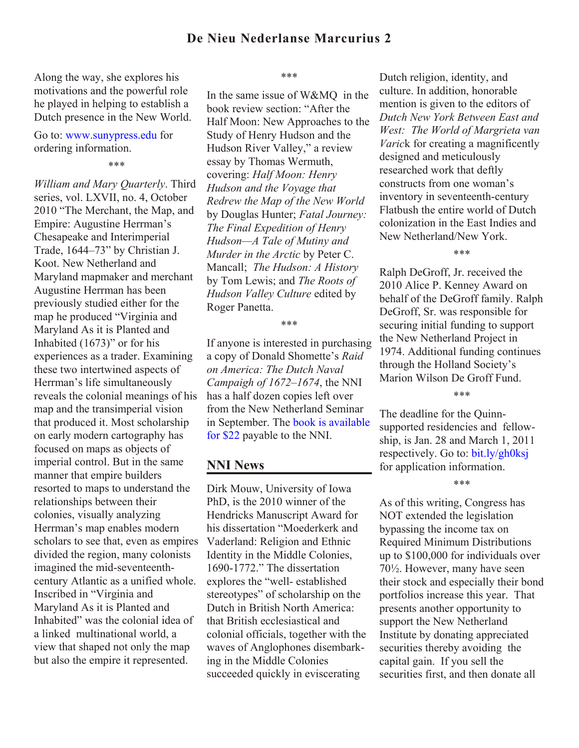Along the way, she explores his motivations and the powerful role he played in helping to establish a Dutch presence in the New World.

Go to: www.sunypress.edu for ordering information.

\*\*\*

*William and Mary Quarterly*. Third series, vol. LXVII, no. 4, October 2010 "The Merchant, the Map, and Empire: Augustine Herrman's Chesapeake and Interimperial Trade, 1644–73" by Christian J. Koot. New Netherland and Maryland mapmaker and merchant Augustine Herrman has been previously studied either for the map he produced "Virginia and Maryland As it is Planted and Inhabited (1673)" or for his experiences as a trader. Examining these two intertwined aspects of Herrman's life simultaneously reveals the colonial meanings of his map and the transimperial vision that produced it. Most scholarship on early modern cartography has focused on maps as objects of imperial control. But in the same manner that empire builders resorted to maps to understand the relationships between their colonies, visually analyzing Herrman's map enables modern scholars to see that, even as empires divided the region, many colonists imagined the mid-seventeenth-century Atlantic as a unified whole. Inscribed in "Virginia and Maryland As it is Planted and Inhabited" was the colonial idea of a linked multinational world, a view that shaped not only the map but also the empire it represented.

\*\*\*

In the same issue of W&MQ in the book review section: "After the Half Moon: New Approaches to the Study of Henry Hudson and the Hudson River Valley," a review essay by Thomas Wermuth, covering: *Half Moon: Henry Hudson and the Voyage that Redrew the Map of the New World* by Douglas Hunter; *Fatal Journey: The Final Expedition of Henry Hudson—A Tale of Mutiny and Murder in the Arctic* by Peter C. Mancall; *The Hudson: A History* by Tom Lewis; and *The Roots of Hudson Valley Culture* edited by Roger Panetta.

\*\*\*

If anyone is interested in purchasing a copy of Donald Shomette's *Raid on America: The Dutch Naval Campaign of 1672–1674*, the NNI has a half dozen copies left over from the New Netherland Seminar in September. The book is available for $22 payable to the NNI.

## NNI News

Dirk Mouw, University of Iowa PhD, is the 2010 winner of the Hendricks Manuscript Award for his dissertation "Moederkerk and Vaderland: Religion and Ethnic Identity in the Middle Colonies, 1690-1772." The dissertation explores the "well- established stereotypes" of scholarship on the Dutch in British North America: that British ecclesiastical and colonial officials, together with the waves of Anglophones disembarking in the Middle Colonies succeeded quickly in eviscerating Dutch religion, identity, and culture. In addition, honorable mention is given to the editors of *Dutch New York Between East and West: The World of Margrieta van Varick* for creating a magnificently designed and meticulously researched work that deftly constructs from one woman's inventory in seventeenth-century Flatbush the entire world of Dutch colonization in the East Indies and New Netherland/New York.

\*\*\*

Ralph DeGroff, Jr. received the 2010 Alice P. Kenney Award on behalf of the DeGroff family. Ralph DeGroff, Sr. was responsible for securing initial funding to support the New Netherland Project in 1974. Additional funding continues through the Holland Society's Marion Wilson De Groff Fund.

\*\*\*

The deadline for the Quinn-supported residencies and fellowship, is Jan. 28 and March 1, 2011 respectively. Go to: bit.ly/gh0ksj for application information.

\*\*\*

As of this writing, Congress has NOT extended the legislation bypassing the income tax on Required Minimum Distributions up to $100,000 for individuals over 70½. However, many have seen their stock and especially their bond portfolios increase this year. That presents another opportunity to support the New Netherland Institute by donating appreciated securities thereby avoiding the capital gain. If you sell the securities first, and then donate all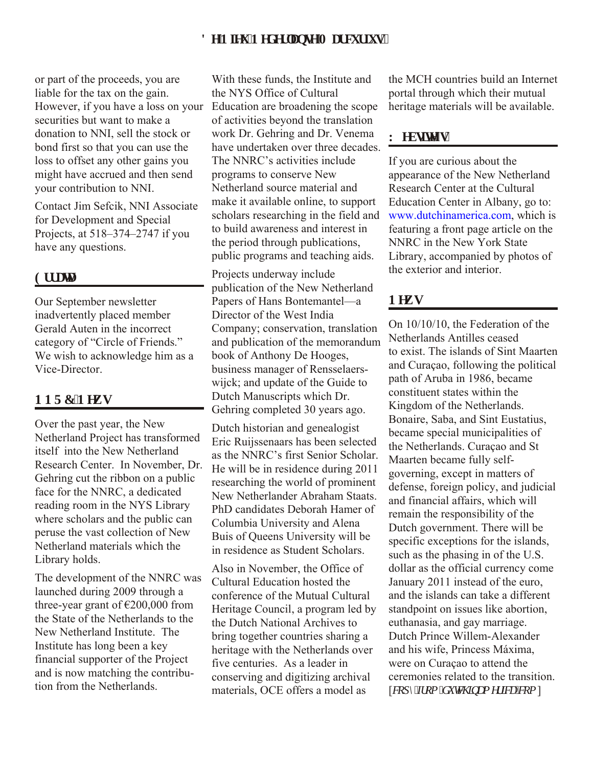or part of the proceeds, you are liable for the tax on the gain. However, if you have a loss on your securities but want to make a donation to NNI, sell the stock or bond first so that you can use the loss to offset any other gains you might have accrued and then send your contribution to NNI.

Contact Jim Sefcik, NNI Associate for Development and Special Projects, at 518–374–2747 if you have any questions.

## Errata

Our September newsletter inadvertently placed member Gerald Auten in the incorrect category of "Circle of Friends." We wish to acknowledge him as a Vice-Director.

## NNRC News

Over the past year, the New Netherland Project has transformed itself into the New Netherland Research Center. In November, Dr. Gehring cut the ribbon on a public face for the NNRC, a dedicated reading room in the NYS Library where scholars and the public can peruse the vast collection of New Netherland materials which the Library holds.

The development of the NNRC was launched during 2009 through a three-year grant of €200,000 from the State of the Netherlands to the New Netherland Institute. The Institute has long been a key financial supporter of the Project and is now matching the contribution from the Netherlands.

With these funds, the Institute and the NYS Office of Cultural Education are broadening the scope of activities beyond the translation work Dr. Gehring and Dr. Venema have undertaken over three decades. The NNRC's activities include programs to conserve New Netherland source material and make it available online, to support scholars researching in the field and to build awareness and interest in the period through publications, public programs and teaching aids.

Projects underway include publication of the New Netherland Papers of Hans Bontemantel—a Director of the West India Company; conservation, translation and publication of the memorandum book of Anthony De Hooges, business manager of Rensselaerswijck; and update of the Guide to Dutch Manuscripts which Dr. Gehring completed 30 years ago.

Dutch historian and genealogist Eric Ruijssenaars has been selected as the NNRC's first Senior Scholar. He will be in residence during 2011 researching the world of prominent New Netherlander Abraham Staats. PhD candidates Deborah Hamer of Columbia University and Alena Buis of Queens University will be in residence as Student Scholars.

Also in November, the Office of Cultural Education hosted the conference of the Mutual Cultural Heritage Council, a program led by the Dutch National Archives to bring together countries sharing a heritage with the Netherlands over five centuries. As a leader in conserving and digitizing archival materials, OCE offers a model as the MCH countries build an Internet portal through which their mutual heritage materials will be available.

## Websites

If you are curious about the appearance of the New Netherland Research Center at the Cultural Education Center in Albany, go to: www.dutchinamerica.com, which is featuring a front page article on the NNRC in the New York State Library, accompanied by photos of the exterior and interior.

## News

On 10/10/10, the Federation of the Netherlands Antilles ceased to exist. The islands of Sint Maarten and Curaçao, following the political path of Aruba in 1986, became constituent states within the Kingdom of the Netherlands. Bonaire, Saba, and Sint Eustatius, became special municipalities of the Netherlands. Curaçao and St Maarten became fully self-governing, except in matters of defense, foreign policy, and judicial and financial affairs, which will remain the responsibility of the Dutch government. There will be specific exceptions for the islands, such as the phasing in of the U.S. dollar as the official currency come January 2011 instead of the euro, and the islands can take a different standpoint on issues like abortion, euthanasia, and gay marriage. Dutch Prince Willem-Alexander and his wife, Princess Máxima, were on Curaçao to attend the ceremonies related to the transition. [*copy from dutchinamerica.com*]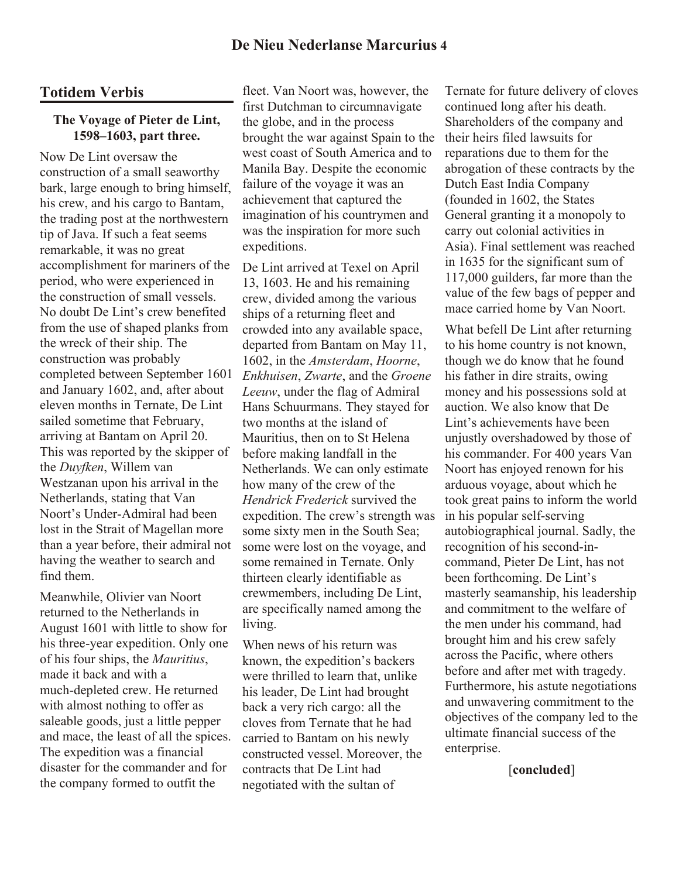## Totidem Verbis

### The Voyage of Pieter de Lint, 1598–1603, part three.

Now De Lint oversaw the construction of a small seaworthy bark, large enough to bring himself, his crew, and his cargo to Bantam, the trading post at the northwestern tip of Java. If such a feat seems remarkable, it was no great accomplishment for mariners of the period, who were experienced in the construction of small vessels. No doubt De Lint's crew benefited from the use of shaped planks from the wreck of their ship. The construction was probably completed between September 1601 and January 1602, and, after about eleven months in Ternate, De Lint sailed sometime that February, arriving at Bantam on April 20. This was reported by the skipper of the *Duyfken*, Willem van Westzanan upon his arrival in the Netherlands, stating that Van Noort's Under-Admiral had been lost in the Strait of Magellan more than a year before, their admiral not having the weather to search and find them.

Meanwhile, Olivier van Noort returned to the Netherlands in August 1601 with little to show for his three-year expedition. Only one of his four ships, the *Mauritius*, made it back and with a much-depleted crew. He returned with almost nothing to offer as saleable goods, just a little pepper and mace, the least of all the spices. The expedition was a financial disaster for the commander and for the company formed to outfit the fleet. Van Noort was, however, the first Dutchman to circumnavigate the globe, and in the process brought the war against Spain to the west coast of South America and to Manila Bay. Despite the economic failure of the voyage it was an achievement that captured the imagination of his countrymen and was the inspiration for more such expeditions.

De Lint arrived at Texel on April 13, 1603. He and his remaining crew, divided among the various ships of a returning fleet and crowded into any available space, departed from Bantam on May 11, 1602, in the *Amsterdam*, *Hoorne*, *Enkhuisen*, *Zwarte*, and the *Groene Leeuw*, under the flag of Admiral Hans Schuurmans. They stayed for two months at the island of Mauritius, then on to St Helena before making landfall in the Netherlands. We can only estimate how many of the crew of the *Hendrick Frederick* survived the expedition. The crew's strength was some sixty men in the South Sea; some were lost on the voyage, and some remained in Ternate. Only thirteen clearly identifiable as crewmembers, including De Lint, are specifically named among the living.

When news of his return was known, the expedition's backers were thrilled to learn that, unlike his leader, De Lint had brought back a very rich cargo: all the cloves from Ternate that he had carried to Bantam on his newly constructed vessel. Moreover, the contracts that De Lint had negotiated with the sultan of Ternate for future delivery of cloves continued long after his death. Shareholders of the company and their heirs filed lawsuits for reparations due to them for the abrogation of these contracts by the Dutch East India Company (founded in 1602, the States General granting it a monopoly to carry out colonial activities in Asia). Final settlement was reached in 1635 for the significant sum of 117,000 guilders, far more than the value of the few bags of pepper and mace carried home by Van Noort.

What befell De Lint after returning to his home country is not known, though we do know that he found his father in dire straits, owing money and his possessions sold at auction. We also know that De Lint's achievements have been unjustly overshadowed by those of his commander. For 400 years Van Noort has enjoyed renown for his arduous voyage, about which he took great pains to inform the world in his popular self-serving autobiographical journal. Sadly, the recognition of his second-in-command, Pieter De Lint, has not been forthcoming. De Lint's masterly seamanship, his leadership and commitment to the welfare of the men under his command, had brought him and his crew safely across the Pacific, where others before and after met with tragedy. Furthermore, his astute negotiations and unwavering commitment to the objectives of the company led to the ultimate financial success of the enterprise.

[**concluded**]